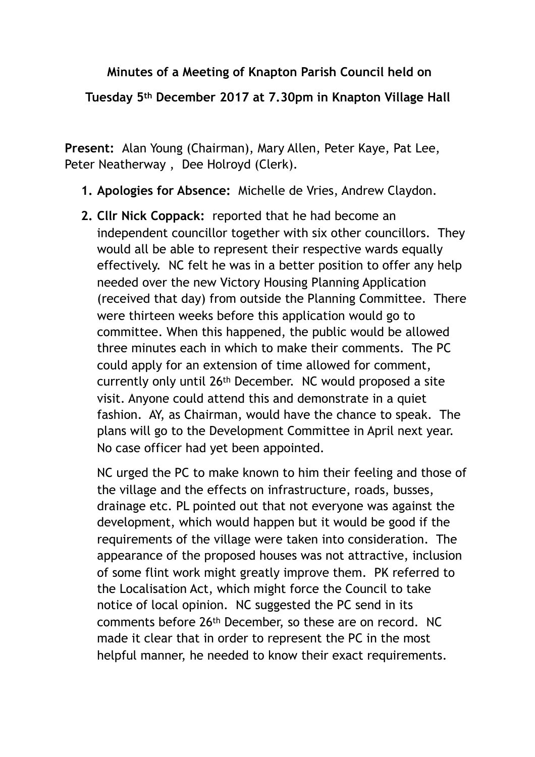**Minutes of a Meeting of Knapton Parish Council held on**

**Tuesday 5th December 2017 at 7.30pm in Knapton Village Hall**

**Present:** Alan Young (Chairman), Mary Allen, Peter Kaye, Pat Lee, Peter Neatherway , Dee Holroyd (Clerk).

1. **Apologies for Absence:** Michelle de Vries, Andrew Claydon.

2. **Cllr Nick Coppack:** reported that he had become an independent councillor together with six other councillors. They would all be able to represent their respective wards equally effectively. NC felt he was in a better position to offer any help needed over the new Victory Housing Planning Application (received that day) from outside the Planning Committee. There were thirteen weeks before this application would go to committee. When this happened, the public would be allowed three minutes each in which to make their comments. The PC could apply for an extension of time allowed for comment, currently only until 26th December. NC would proposed a site visit. Anyone could attend this and demonstrate in a quiet fashion. AY, as Chairman, would have the chance to speak. The plans will go to the Development Committee in April next year. No case officer had yet been appointed.

   NC urged the PC to make known to him their feeling and those of the village and the effects on infrastructure, roads, busses, drainage etc. PL pointed out that not everyone was against the development, which would happen but it would be good if the requirements of the village were taken into consideration. The appearance of the proposed houses was not attractive, inclusion of some flint work might greatly improve them. PK referred to the Localisation Act, which might force the Council to take notice of local opinion. NC suggested the PC send in its comments before 26th December, so these are on record. NC made it clear that in order to represent the PC in the most helpful manner, he needed to know their exact requirements.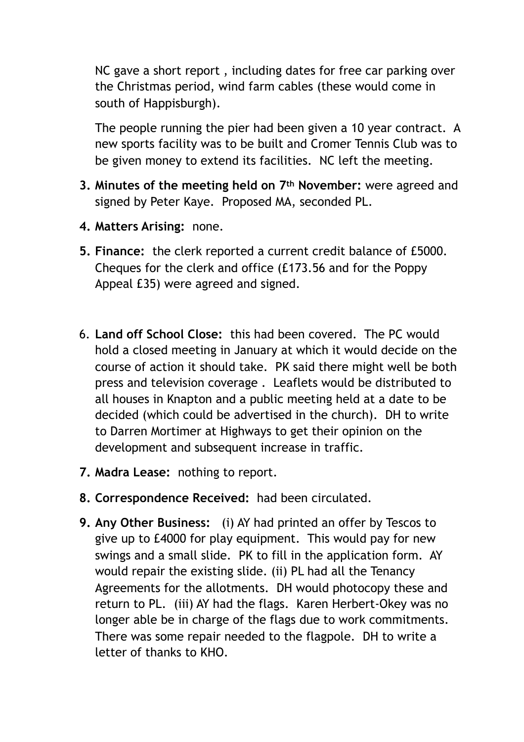NC gave a short report , including dates for free car parking over the Christmas period, wind farm cables (these would come in south of Happisburgh).

The people running the pier had been given a 10 year contract. A new sports facility was to be built and Cromer Tennis Club was to be given money to extend its facilities. NC left the meeting.

3. **Minutes of the meeting held on 7th November:** were agreed and signed by Peter Kaye. Proposed MA, seconded PL.
4. **Matters Arising:** none.
5. **Finance:** the clerk reported a current credit balance of £5000. Cheques for the clerk and office (£173.56 and for the Poppy Appeal £35) were agreed and signed.
6. **Land off School Close:** this had been covered. The PC would hold a closed meeting in January at which it would decide on the course of action it should take. PK said there might well be both press and television coverage . Leaflets would be distributed to all houses in Knapton and a public meeting held at a date to be decided (which could be advertised in the church). DH to write to Darren Mortimer at Highways to get their opinion on the development and subsequent increase in traffic.
7. **Madra Lease:** nothing to report.
8. **Correspondence Received:** had been circulated.
9. **Any Other Business:** (i) AY had printed an offer by Tescos to give up to £4000 for play equipment. This would pay for new swings and a small slide. PK to fill in the application form. AY would repair the existing slide. (ii) PL had all the Tenancy Agreements for the allotments. DH would photocopy these and return to PL. (iii) AY had the flags. Karen Herbert-Okey was no longer able be in charge of the flags due to work commitments. There was some repair needed to the flagpole. DH to write a letter of thanks to KHO.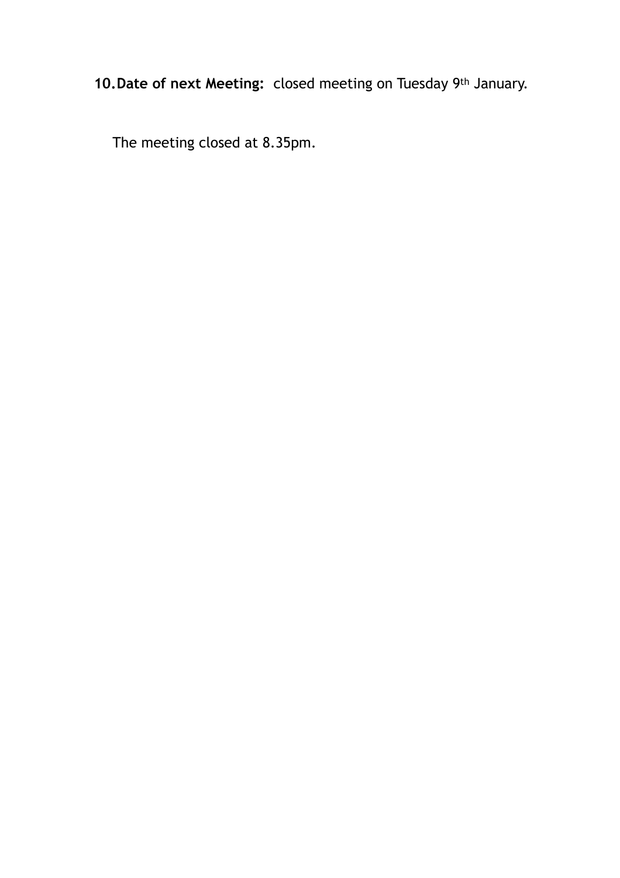**10. Date of next Meeting:** closed meeting on Tuesday 9th January.

The meeting closed at 8.35pm.